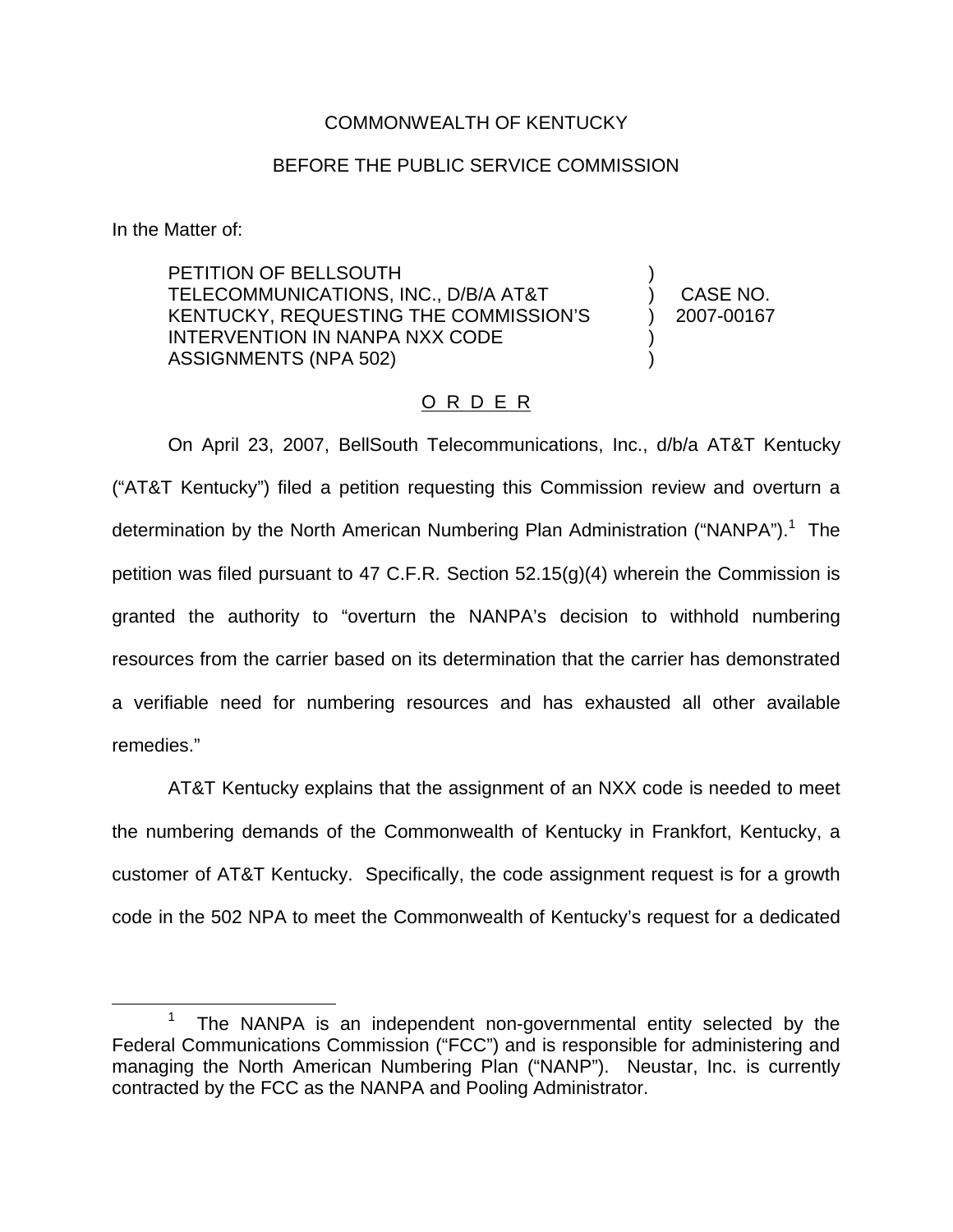COMMONWEALTH OF KENTUCKY

BEFORE THE PUBLIC SERVICE COMMISSION

In the Matter of:

| | | |
|---|---|---|
| PETITION OF BELLSOUTH TELECOMMUNICATIONS, INC., D/B/A AT&T KENTUCKY, REQUESTING THE COMMISSION'S INTERVENTION IN NANPA NXX CODE ASSIGNMENTS (NPA 502) | ) | CASE NO. 2007-00167 |

O R D E R

On April 23, 2007, BellSouth Telecommunications, Inc., d/b/a AT&T Kentucky ("AT&T Kentucky") filed a petition requesting this Commission review and overturn a determination by the North American Numbering Plan Administration ("NANPA").[1] The petition was filed pursuant to 47 C.F.R. Section 52.15(g)(4) wherein the Commission is granted the authority to "overturn the NANPA's decision to withhold numbering resources from the carrier based on its determination that the carrier has demonstrated a verifiable need for numbering resources and has exhausted all other available remedies."

AT&T Kentucky explains that the assignment of an NXX code is needed to meet the numbering demands of the Commonwealth of Kentucky in Frankfort, Kentucky, a customer of AT&T Kentucky. Specifically, the code assignment request is for a growth code in the 502 NPA to meet the Commonwealth of Kentucky's request for a dedicated

[1] The NANPA is an independent non-governmental entity selected by the Federal Communications Commission ("FCC") and is responsible for administering and managing the North American Numbering Plan ("NANP"). Neustar, Inc. is currently contracted by the FCC as the NANPA and Pooling Administrator.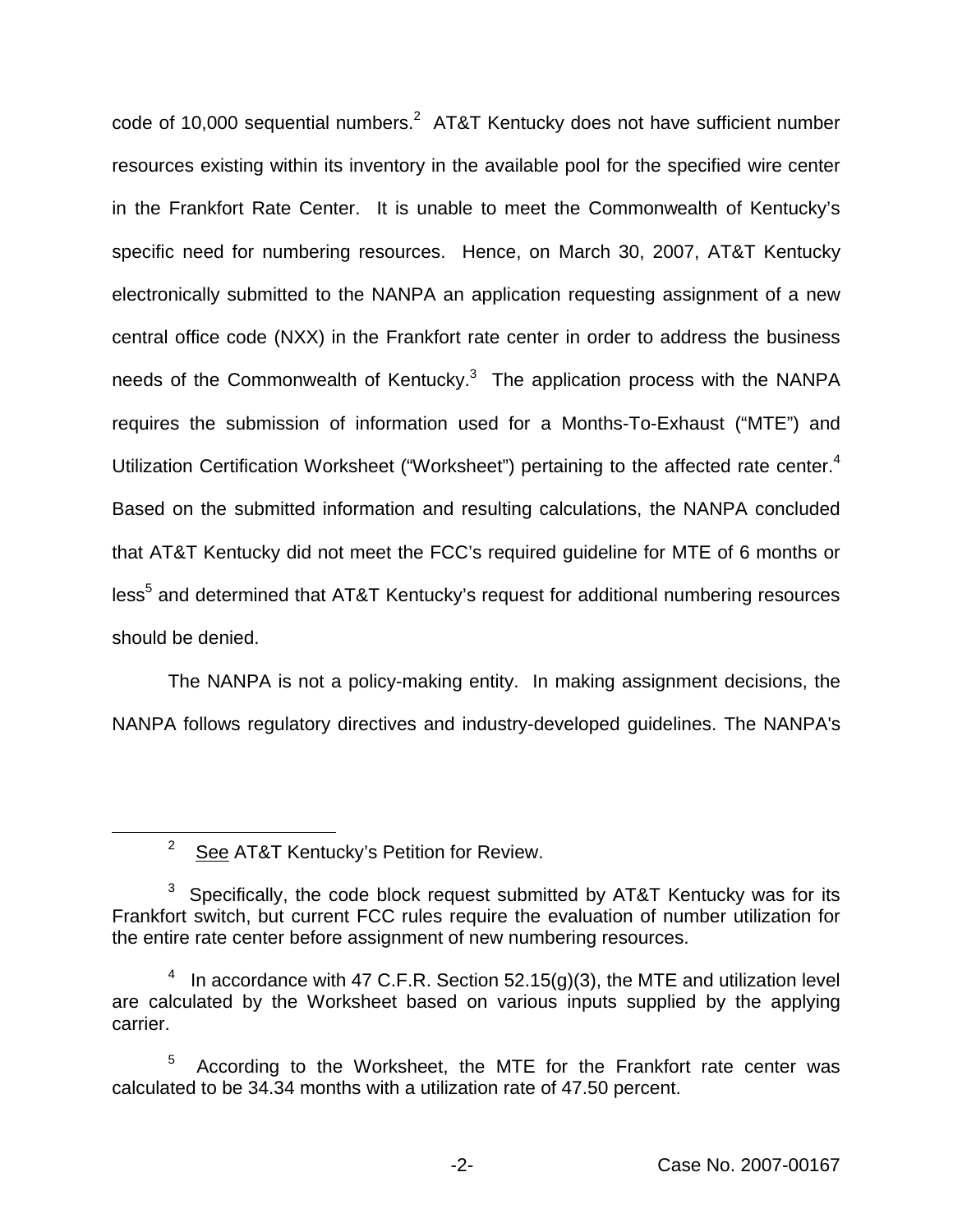code of 10,000 sequential numbers.[2] AT&T Kentucky does not have sufficient number resources existing within its inventory in the available pool for the specified wire center in the Frankfort Rate Center. It is unable to meet the Commonwealth of Kentucky's specific need for numbering resources. Hence, on March 30, 2007, AT&T Kentucky electronically submitted to the NANPA an application requesting assignment of a new central office code (NXX) in the Frankfort rate center in order to address the business needs of the Commonwealth of Kentucky.[3] The application process with the NANPA requires the submission of information used for a Months-To-Exhaust ("MTE") and Utilization Certification Worksheet ("Worksheet") pertaining to the affected rate center.[4] Based on the submitted information and resulting calculations, the NANPA concluded that AT&T Kentucky did not meet the FCC's required guideline for MTE of 6 months or less[5] and determined that AT&T Kentucky's request for additional numbering resources should be denied.

The NANPA is not a policy-making entity. In making assignment decisions, the NANPA follows regulatory directives and industry-developed guidelines. The NANPA's

---

[2] See AT&T Kentucky's Petition for Review.

[3] Specifically, the code block request submitted by AT&T Kentucky was for its Frankfort switch, but current FCC rules require the evaluation of number utilization for the entire rate center before assignment of new numbering resources.

[4] In accordance with 47 C.F.R. Section 52.15(g)(3), the MTE and utilization level are calculated by the Worksheet based on various inputs supplied by the applying carrier.

[5] According to the Worksheet, the MTE for the Frankfort rate center was calculated to be 34.34 months with a utilization rate of 47.50 percent.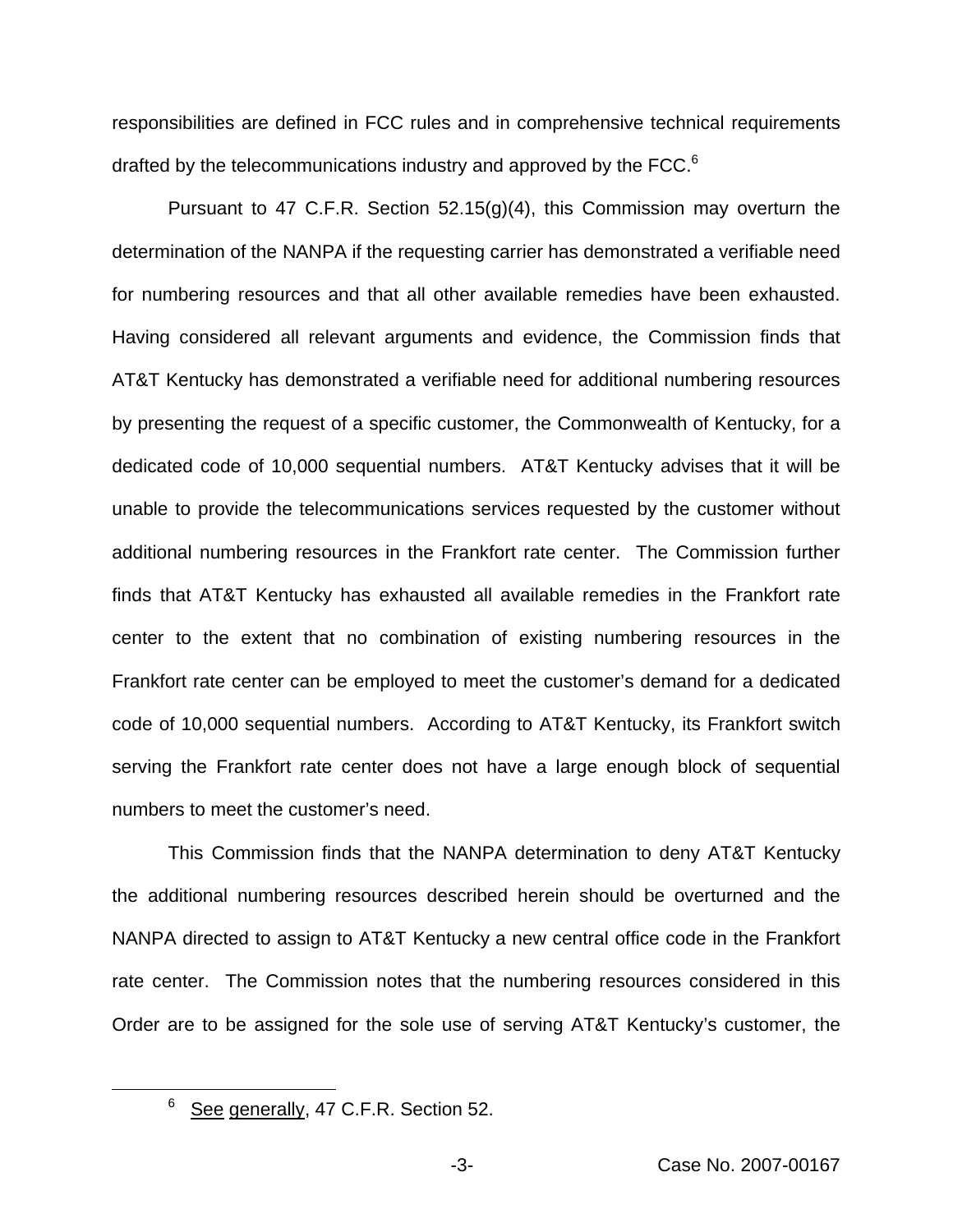responsibilities are defined in FCC rules and in comprehensive technical requirements drafted by the telecommunications industry and approved by the FCC.[6]

Pursuant to 47 C.F.R. Section 52.15(g)(4), this Commission may overturn the determination of the NANPA if the requesting carrier has demonstrated a verifiable need for numbering resources and that all other available remedies have been exhausted. Having considered all relevant arguments and evidence, the Commission finds that AT&T Kentucky has demonstrated a verifiable need for additional numbering resources by presenting the request of a specific customer, the Commonwealth of Kentucky, for a dedicated code of 10,000 sequential numbers. AT&T Kentucky advises that it will be unable to provide the telecommunications services requested by the customer without additional numbering resources in the Frankfort rate center. The Commission further finds that AT&T Kentucky has exhausted all available remedies in the Frankfort rate center to the extent that no combination of existing numbering resources in the Frankfort rate center can be employed to meet the customer's demand for a dedicated code of 10,000 sequential numbers. According to AT&T Kentucky, its Frankfort switch serving the Frankfort rate center does not have a large enough block of sequential numbers to meet the customer's need.

This Commission finds that the NANPA determination to deny AT&T Kentucky the additional numbering resources described herein should be overturned and the NANPA directed to assign to AT&T Kentucky a new central office code in the Frankfort rate center. The Commission notes that the numbering resources considered in this Order are to be assigned for the sole use of serving AT&T Kentucky's customer, the

[6] See generally, 47 C.F.R. Section 52.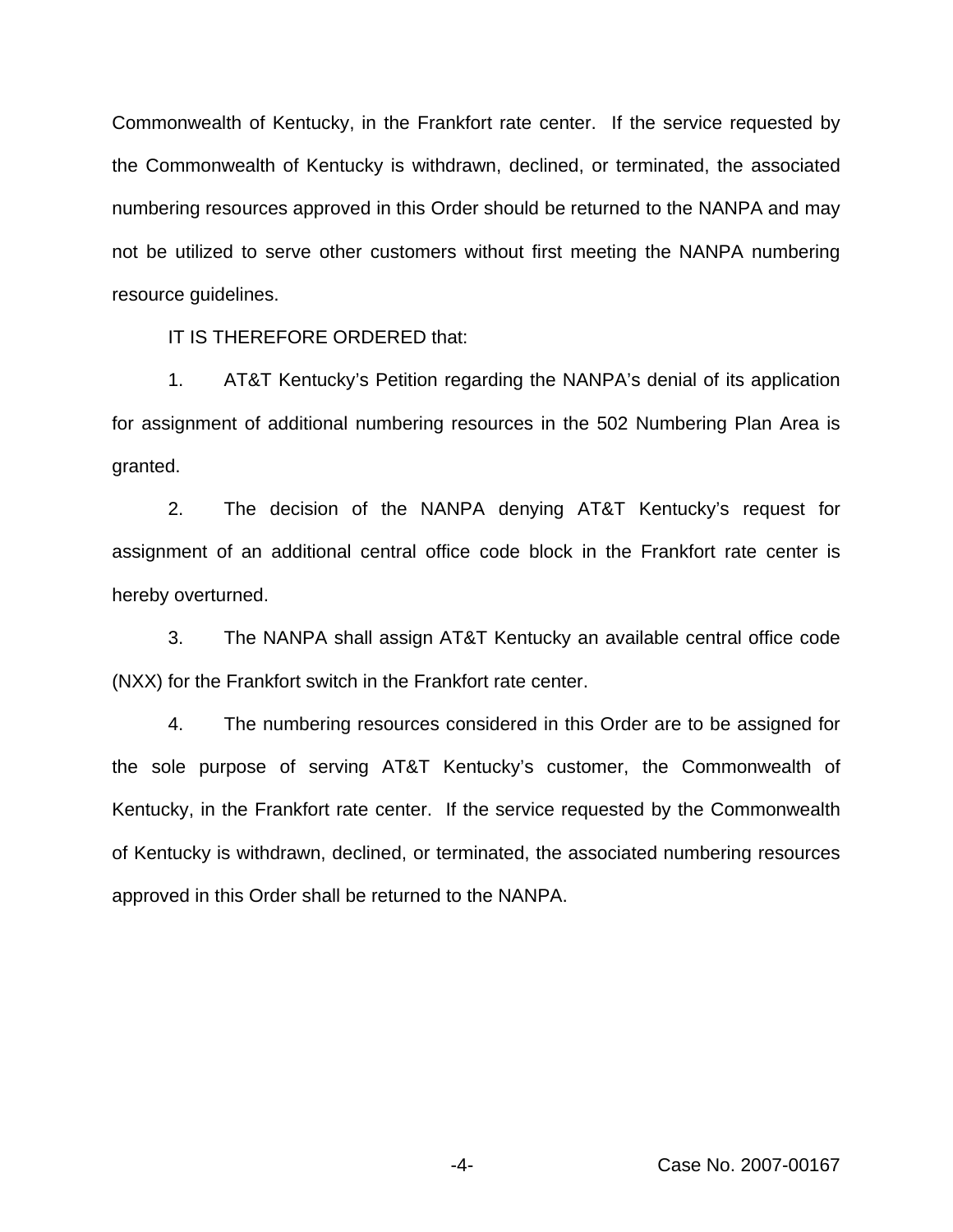Commonwealth of Kentucky, in the Frankfort rate center. If the service requested by the Commonwealth of Kentucky is withdrawn, declined, or terminated, the associated numbering resources approved in this Order should be returned to the NANPA and may not be utilized to serve other customers without first meeting the NANPA numbering resource guidelines.

IT IS THEREFORE ORDERED that:

1. AT&T Kentucky's Petition regarding the NANPA's denial of its application for assignment of additional numbering resources in the 502 Numbering Plan Area is granted.

2. The decision of the NANPA denying AT&T Kentucky's request for assignment of an additional central office code block in the Frankfort rate center is hereby overturned.

3. The NANPA shall assign AT&T Kentucky an available central office code (NXX) for the Frankfort switch in the Frankfort rate center.

4. The numbering resources considered in this Order are to be assigned for the sole purpose of serving AT&T Kentucky's customer, the Commonwealth of Kentucky, in the Frankfort rate center. If the service requested by the Commonwealth of Kentucky is withdrawn, declined, or terminated, the associated numbering resources approved in this Order shall be returned to the NANPA.

Case No. 2007-00167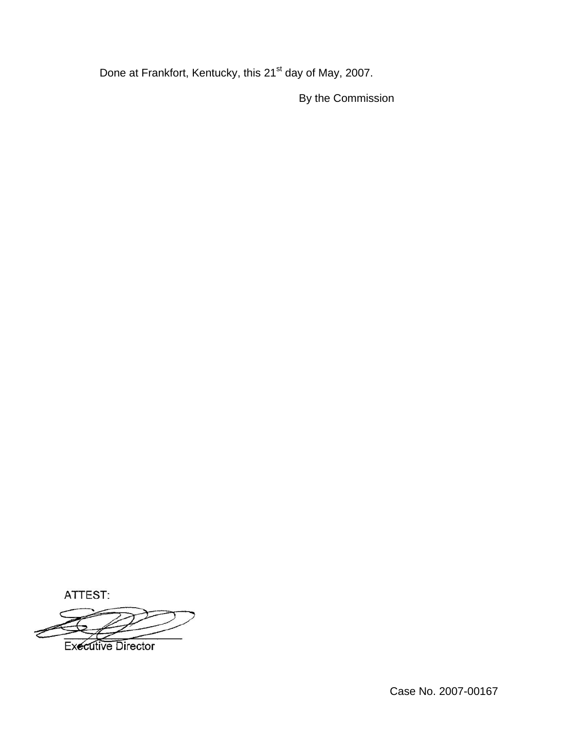Done at Frankfort, Kentucky, this 21st day of May, 2007.

By the Commission

ATTEST:

Executive Director

Case No. 2007-00167